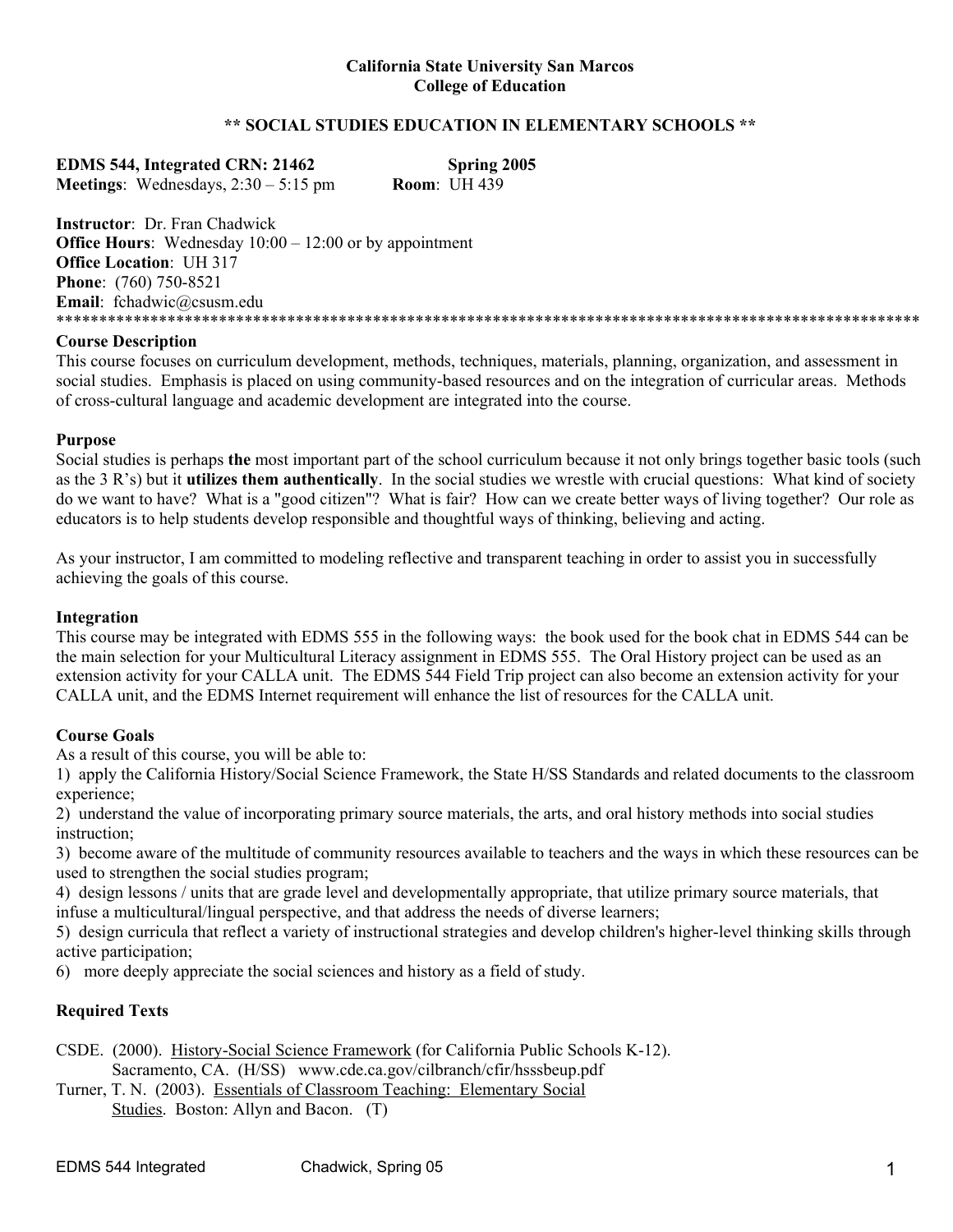**California State University San Marcos**
**College of Education**

## ** SOCIAL STUDIES EDUCATION IN ELEMENTARY SCHOOLS **

**EDMS 544, Integrated CRN: 21462** **Spring 2005**
**Meetings**: Wednesdays, 2:30 – 5:15 pm **Room**: UH 439

**Instructor**: Dr. Fran Chadwick
**Office Hours**: Wednesday 10:00 – 12:00 or by appointment
**Office Location**: UH 317
**Phone**: (760) 750-8521
**Email**: fchadwic@csusm.edu

*********************************************************************************************************

### Course Description

This course focuses on curriculum development, methods, techniques, materials, planning, organization, and assessment in social studies. Emphasis is placed on using community-based resources and on the integration of curricular areas. Methods of cross-cultural language and academic development are integrated into the course.

### Purpose

Social studies is perhaps **the** most important part of the school curriculum because it not only brings together basic tools (such as the 3 R's) but it **utilizes them authentically**. In the social studies we wrestle with crucial questions: What kind of society do we want to have? What is a "good citizen"? What is fair? How can we create better ways of living together? Our role as educators is to help students develop responsible and thoughtful ways of thinking, believing and acting.

As your instructor, I am committed to modeling reflective and transparent teaching in order to assist you in successfully achieving the goals of this course.

### Integration

This course may be integrated with EDMS 555 in the following ways: the book used for the book chat in EDMS 544 can be the main selection for your Multicultural Literacy assignment in EDMS 555. The Oral History project can be used as an extension activity for your CALLA unit. The EDMS 544 Field Trip project can also become an extension activity for your CALLA unit, and the EDMS Internet requirement will enhance the list of resources for the CALLA unit.

### Course Goals

As a result of this course, you will be able to:

1) apply the California History/Social Science Framework, the State H/SS Standards and related documents to the classroom experience;
2) understand the value of incorporating primary source materials, the arts, and oral history methods into social studies instruction;
3) become aware of the multitude of community resources available to teachers and the ways in which these resources can be used to strengthen the social studies program;
4) design lessons / units that are grade level and developmentally appropriate, that utilize primary source materials, that infuse a multicultural/lingual perspective, and that address the needs of diverse learners;
5) design curricula that reflect a variety of instructional strategies and develop children's higher-level thinking skills through active participation;
6) more deeply appreciate the social sciences and history as a field of study.

### Required Texts

CSDE. (2000). History-Social Science Framework (for California Public Schools K-12). Sacramento, CA. (H/SS) www.cde.ca.gov/cilbranch/cfir/hsssbeup.pdf

Turner, T. N. (2003). Essentials of Classroom Teaching: Elementary Social Studies. Boston: Allyn and Bacon. (T)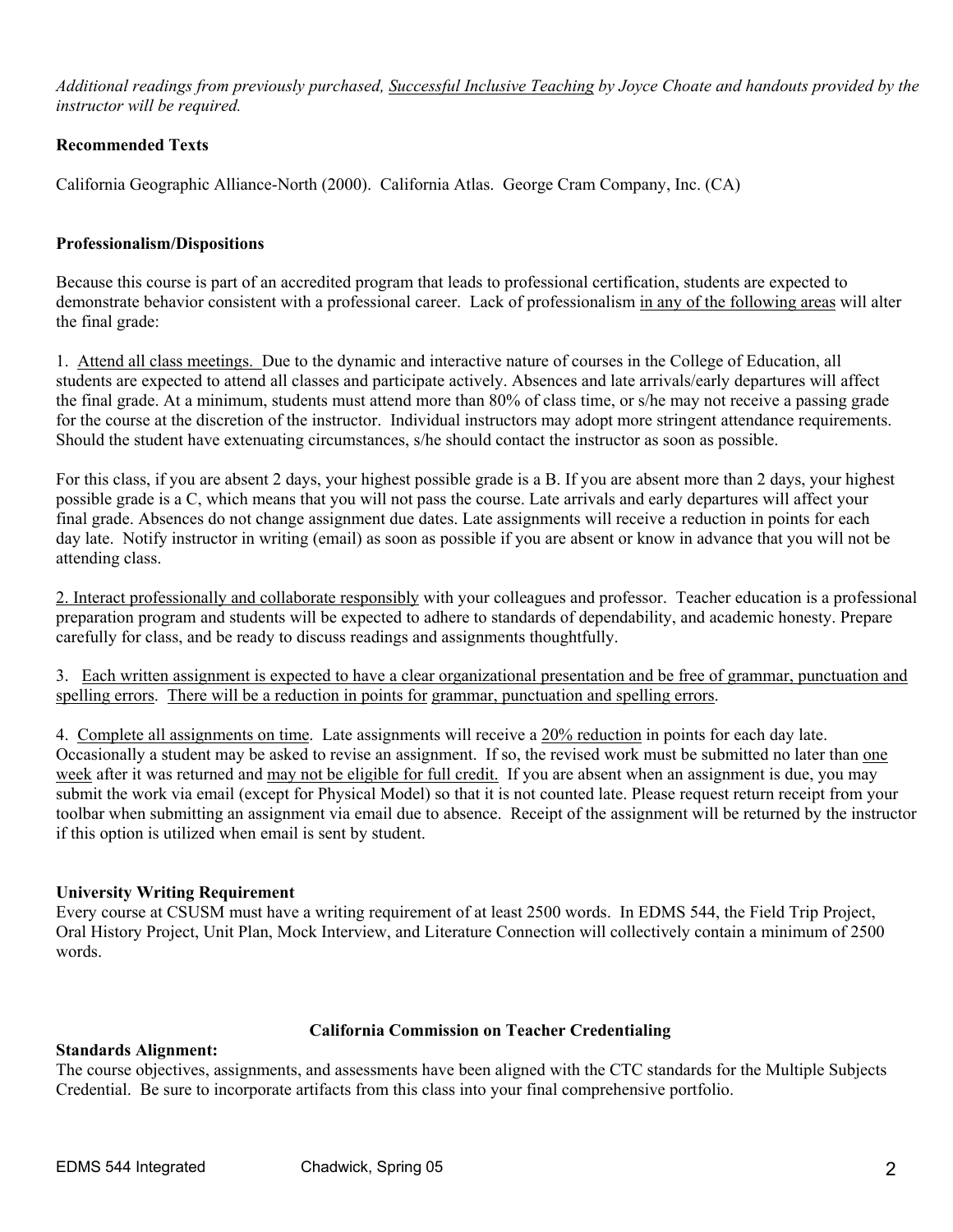*Additional readings from previously purchased, Successful Inclusive Teaching by Joyce Choate and handouts provided by the instructor will be required.*

**Recommended Texts**

California Geographic Alliance-North (2000). California Atlas. George Cram Company, Inc. (CA)

**Professionalism/Dispositions**

Because this course is part of an accredited program that leads to professional certification, students are expected to demonstrate behavior consistent with a professional career. Lack of professionalism in any of the following areas will alter the final grade:

1. Attend all class meetings. Due to the dynamic and interactive nature of courses in the College of Education, all students are expected to attend all classes and participate actively. Absences and late arrivals/early departures will affect the final grade. At a minimum, students must attend more than 80% of class time, or s/he may not receive a passing grade for the course at the discretion of the instructor. Individual instructors may adopt more stringent attendance requirements. Should the student have extenuating circumstances, s/he should contact the instructor as soon as possible.

For this class, if you are absent 2 days, your highest possible grade is a B. If you are absent more than 2 days, your highest possible grade is a C, which means that you will not pass the course. Late arrivals and early departures will affect your final grade. Absences do not change assignment due dates. Late assignments will receive a reduction in points for each day late. Notify instructor in writing (email) as soon as possible if you are absent or know in advance that you will not be attending class.

2. Interact professionally and collaborate responsibly with your colleagues and professor. Teacher education is a professional preparation program and students will be expected to adhere to standards of dependability, and academic honesty. Prepare carefully for class, and be ready to discuss readings and assignments thoughtfully.

3. Each written assignment is expected to have a clear organizational presentation and be free of grammar, punctuation and spelling errors. There will be a reduction in points for grammar, punctuation and spelling errors.

4. Complete all assignments on time. Late assignments will receive a 20% reduction in points for each day late. Occasionally a student may be asked to revise an assignment. If so, the revised work must be submitted no later than one week after it was returned and may not be eligible for full credit. If you are absent when an assignment is due, you may submit the work via email (except for Physical Model) so that it is not counted late. Please request return receipt from your toolbar when submitting an assignment via email due to absence. Receipt of the assignment will be returned by the instructor if this option is utilized when email is sent by student.

**University Writing Requirement**

Every course at CSUSM must have a writing requirement of at least 2500 words. In EDMS 544, the Field Trip Project, Oral History Project, Unit Plan, Mock Interview, and Literature Connection will collectively contain a minimum of 2500 words.

**California Commission on Teacher Credentialing**

**Standards Alignment:**

The course objectives, assignments, and assessments have been aligned with the CTC standards for the Multiple Subjects Credential. Be sure to incorporate artifacts from this class into your final comprehensive portfolio.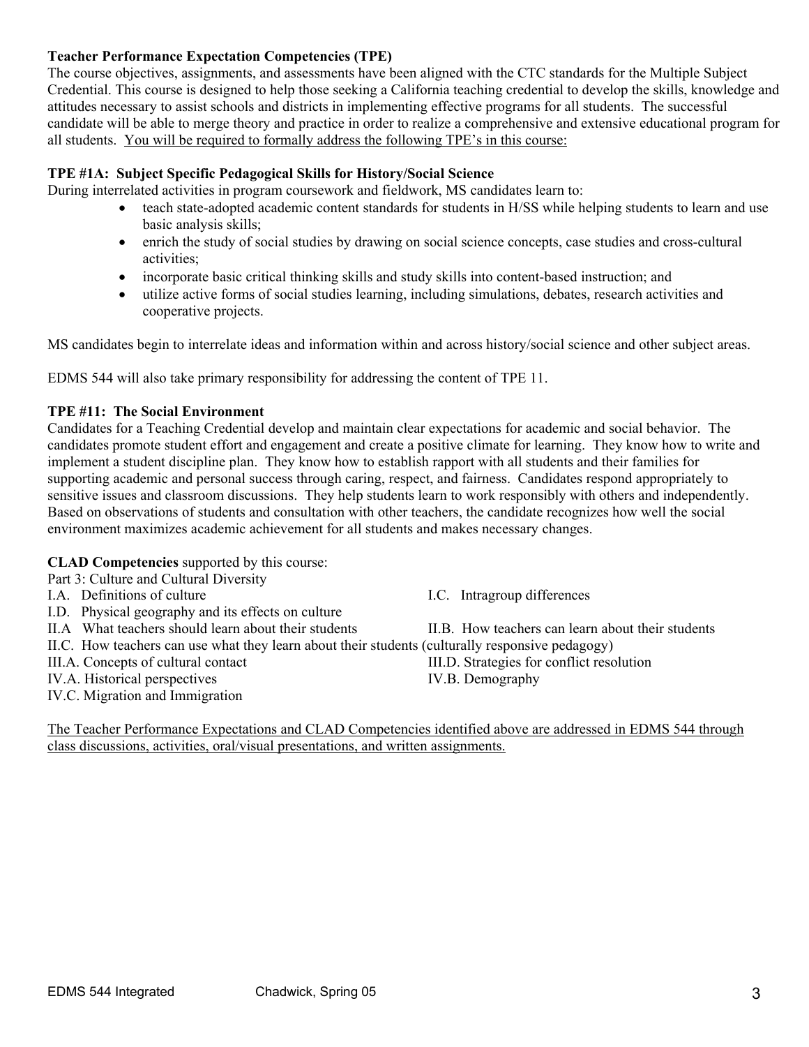**Teacher Performance Expectation Competencies (TPE)**

The course objectives, assignments, and assessments have been aligned with the CTC standards for the Multiple Subject Credential. This course is designed to help those seeking a California teaching credential to develop the skills, knowledge and attitudes necessary to assist schools and districts in implementing effective programs for all students. The successful candidate will be able to merge theory and practice in order to realize a comprehensive and extensive educational program for all students. <u>You will be required to formally address the following TPE's in this course:</u>

**TPE #1A: Subject Specific Pedagogical Skills for History/Social Science**

During interrelated activities in program coursework and fieldwork, MS candidates learn to:

- teach state-adopted academic content standards for students in H/SS while helping students to learn and use basic analysis skills;
- enrich the study of social studies by drawing on social science concepts, case studies and cross-cultural activities;
- incorporate basic critical thinking skills and study skills into content-based instruction; and
- utilize active forms of social studies learning, including simulations, debates, research activities and cooperative projects.

MS candidates begin to interrelate ideas and information within and across history/social science and other subject areas.

EDMS 544 will also take primary responsibility for addressing the content of TPE 11.

**TPE #11: The Social Environment**

Candidates for a Teaching Credential develop and maintain clear expectations for academic and social behavior. The candidates promote student effort and engagement and create a positive climate for learning. They know how to write and implement a student discipline plan. They know how to establish rapport with all students and their families for supporting academic and personal success through caring, respect, and fairness. Candidates respond appropriately to sensitive issues and classroom discussions. They help students learn to work responsibly with others and independently. Based on observations of students and consultation with other teachers, the candidate recognizes how well the social environment maximizes academic achievement for all students and makes necessary changes.

**CLAD Competencies** supported by this course:

Part 3: Culture and Cultural Diversity

- I.A. Definitions of culture
- I.C. Intragroup differences
- I.D. Physical geography and its effects on culture
- II.A What teachers should learn about their students
- II.B. How teachers can learn about their students
- II.C. How teachers can use what they learn about their students (culturally responsive pedagogy)
- III.A. Concepts of cultural contact
- III.D. Strategies for conflict resolution
- IV.A. Historical perspectives
- IV.B. Demography
- IV.C. Migration and Immigration

<u>The Teacher Performance Expectations and CLAD Competencies identified above are addressed in EDMS 544 through class discussions, activities, oral/visual presentations, and written assignments.</u>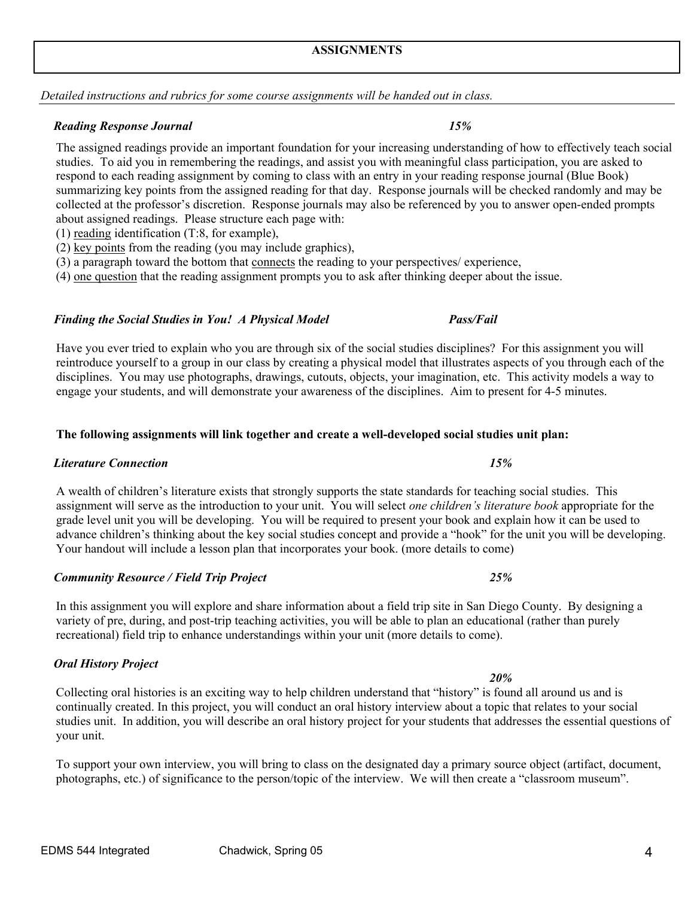## ASSIGNMENTS

*Detailed instructions and rubrics for some course assignments will be handed out in class.*

***Reading Response Journal*** ***15%***

The assigned readings provide an important foundation for your increasing understanding of how to effectively teach social studies. To aid you in remembering the readings, and assist you with meaningful class participation, you are asked to respond to each reading assignment by coming to class with an entry in your reading response journal (Blue Book) summarizing key points from the assigned reading for that day. Response journals will be checked randomly and may be collected at the professor's discretion. Response journals may also be referenced by you to answer open-ended prompts about assigned readings. Please structure each page with:

(1) <u>reading</u> identification (T:8, for example),
(2) <u>key points</u> from the reading (you may include graphics),
(3) a paragraph toward the bottom that <u>connects</u> the reading to your perspectives/ experience,
(4) <u>one question</u> that the reading assignment prompts you to ask after thinking deeper about the issue.

***Finding the Social Studies in You! A Physical Model*** ***Pass/Fail***

Have you ever tried to explain who you are through six of the social studies disciplines? For this assignment you will reintroduce yourself to a group in our class by creating a physical model that illustrates aspects of you through each of the disciplines. You may use photographs, drawings, cutouts, objects, your imagination, etc. This activity models a way to engage your students, and will demonstrate your awareness of the disciplines. Aim to present for 4-5 minutes.

**The following assignments will link together and create a well-developed social studies unit plan:**

***Literature Connection*** ***15%***

A wealth of children's literature exists that strongly supports the state standards for teaching social studies. This assignment will serve as the introduction to your unit. You will select *one children's literature book* appropriate for the grade level unit you will be developing. You will be required to present your book and explain how it can be used to advance children's thinking about the key social studies concept and provide a "hook" for the unit you will be developing. Your handout will include a lesson plan that incorporates your book. (more details to come)

***Community Resource / Field Trip Project*** ***25%***

In this assignment you will explore and share information about a field trip site in San Diego County. By designing a variety of pre, during, and post-trip teaching activities, you will be able to plan an educational (rather than purely recreational) field trip to enhance understandings within your unit (more details to come).

***Oral History Project*** ***20%***

Collecting oral histories is an exciting way to help children understand that "history" is found all around us and is continually created. In this project, you will conduct an oral history interview about a topic that relates to your social studies unit. In addition, you will describe an oral history project for your students that addresses the essential questions of your unit.

To support your own interview, you will bring to class on the designated day a primary source object (artifact, document, photographs, etc.) of significance to the person/topic of the interview. We will then create a "classroom museum".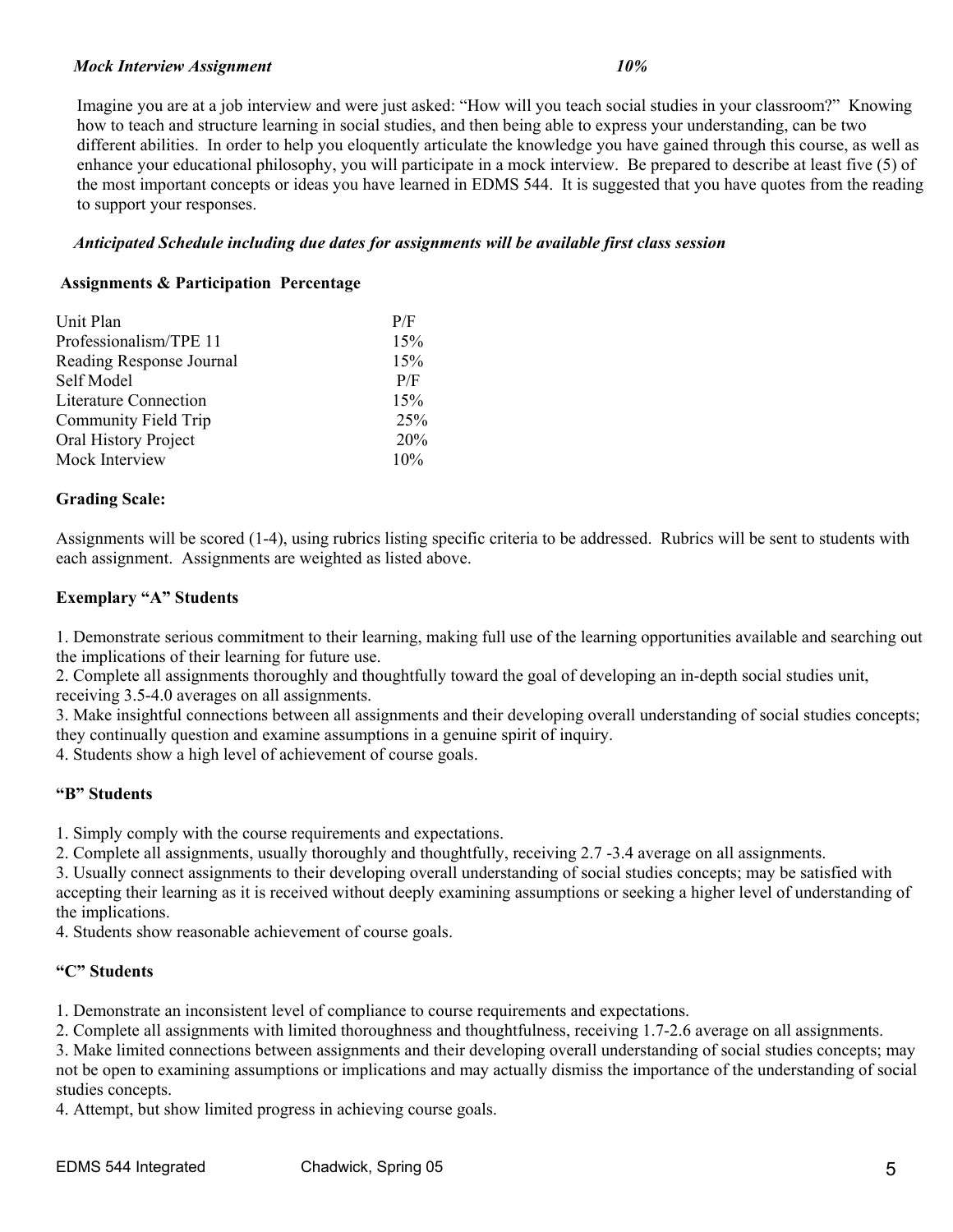***Mock Interview Assignment*** ***10%***

Imagine you are at a job interview and were just asked: "How will you teach social studies in your classroom?" Knowing how to teach and structure learning in social studies, and then being able to express your understanding, can be two different abilities. In order to help you eloquently articulate the knowledge you have gained through this course, as well as enhance your educational philosophy, you will participate in a mock interview. Be prepared to describe at least five (5) of the most important concepts or ideas you have learned in EDMS 544. It is suggested that you have quotes from the reading to support your responses.

***Anticipated Schedule including due dates for assignments will be available first class session***

**Assignments & Participation Percentage**

| Assignment | Percentage |
| --- | --- |
| Unit Plan | P/F |
| Professionalism/TPE 11 | 15% |
| Reading Response Journal | 15% |
| Self Model | P/F |
| Literature Connection | 15% |
| Community Field Trip | 25% |
| Oral History Project | 20% |
| Mock Interview | 10% |

**Grading Scale:**

Assignments will be scored (1-4), using rubrics listing specific criteria to be addressed. Rubrics will be sent to students with each assignment. Assignments are weighted as listed above.

**Exemplary "A" Students**

1. Demonstrate serious commitment to their learning, making full use of the learning opportunities available and searching out the implications of their learning for future use.
2. Complete all assignments thoroughly and thoughtfully toward the goal of developing an in-depth social studies unit, receiving 3.5-4.0 averages on all assignments.
3. Make insightful connections between all assignments and their developing overall understanding of social studies concepts; they continually question and examine assumptions in a genuine spirit of inquiry.
4. Students show a high level of achievement of course goals.

**"B" Students**

1. Simply comply with the course requirements and expectations.
2. Complete all assignments, usually thoroughly and thoughtfully, receiving 2.7 -3.4 average on all assignments.
3. Usually connect assignments to their developing overall understanding of social studies concepts; may be satisfied with accepting their learning as it is received without deeply examining assumptions or seeking a higher level of understanding of the implications.
4. Students show reasonable achievement of course goals.

**"C" Students**

1. Demonstrate an inconsistent level of compliance to course requirements and expectations.
2. Complete all assignments with limited thoroughness and thoughtfulness, receiving 1.7-2.6 average on all assignments.
3. Make limited connections between assignments and their developing overall understanding of social studies concepts; may not be open to examining assumptions or implications and may actually dismiss the importance of the understanding of social studies concepts.
4. Attempt, but show limited progress in achieving course goals.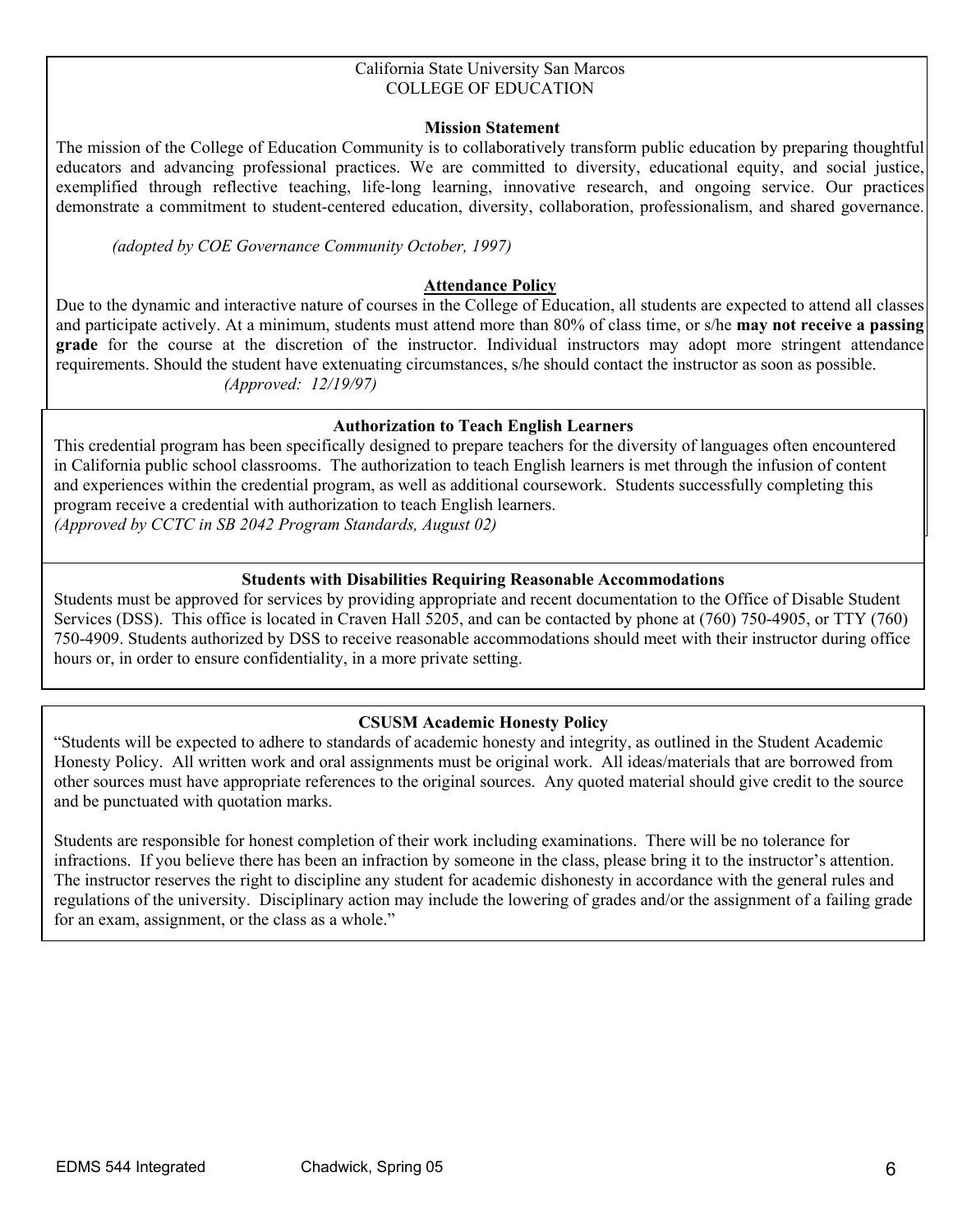California State University San Marcos
COLLEGE OF EDUCATION

## Mission Statement

The mission of the College of Education Community is to collaboratively transform public education by preparing thoughtful educators and advancing professional practices. We are committed to diversity, educational equity, and social justice, exemplified through reflective teaching, life-long learning, innovative research, and ongoing service. Our practices demonstrate a commitment to student-centered education, diversity, collaboration, professionalism, and shared governance.

*(adopted by COE Governance Community October, 1997)*

## Attendance Policy

Due to the dynamic and interactive nature of courses in the College of Education, all students are expected to attend all classes and participate actively. At a minimum, students must attend more than 80% of class time, or s/he **may not receive a passing grade** for the course at the discretion of the instructor. Individual instructors may adopt more stringent attendance requirements. Should the student have extenuating circumstances, s/he should contact the instructor as soon as possible.

*(Approved: 12/19/97)*

## Authorization to Teach English Learners

This credential program has been specifically designed to prepare teachers for the diversity of languages often encountered in California public school classrooms. The authorization to teach English learners is met through the infusion of content and experiences within the credential program, as well as additional coursework. Students successfully completing this program receive a credential with authorization to teach English learners.

*(Approved by CCTC in SB 2042 Program Standards, August 02)*

## Students with Disabilities Requiring Reasonable Accommodations

Students must be approved for services by providing appropriate and recent documentation to the Office of Disable Student Services (DSS). This office is located in Craven Hall 5205, and can be contacted by phone at (760) 750-4905, or TTY (760) 750-4909. Students authorized by DSS to receive reasonable accommodations should meet with their instructor during office hours or, in order to ensure confidentiality, in a more private setting.

## CSUSM Academic Honesty Policy

"Students will be expected to adhere to standards of academic honesty and integrity, as outlined in the Student Academic Honesty Policy. All written work and oral assignments must be original work. All ideas/materials that are borrowed from other sources must have appropriate references to the original sources. Any quoted material should give credit to the source and be punctuated with quotation marks.

Students are responsible for honest completion of their work including examinations. There will be no tolerance for infractions. If you believe there has been an infraction by someone in the class, please bring it to the instructor's attention. The instructor reserves the right to discipline any student for academic dishonesty in accordance with the general rules and regulations of the university. Disciplinary action may include the lowering of grades and/or the assignment of a failing grade for an exam, assignment, or the class as a whole."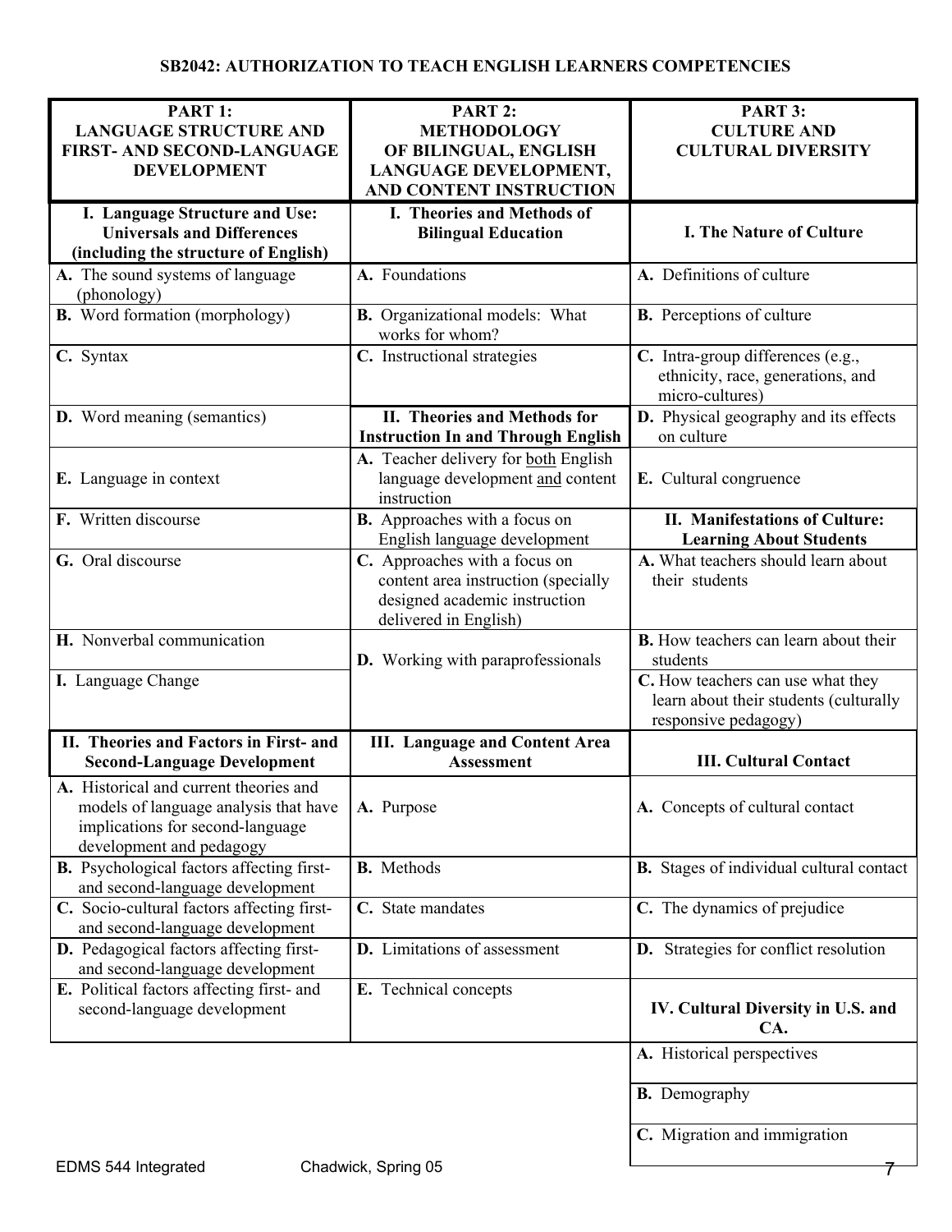**SB2042: AUTHORIZATION TO TEACH ENGLISH LEARNERS COMPETENCIES**

| PART 1: LANGUAGE STRUCTURE AND FIRST- AND SECOND-LANGUAGE DEVELOPMENT | PART 2: METHODOLOGY OF BILINGUAL, ENGLISH LANGUAGE DEVELOPMENT, AND CONTENT INSTRUCTION | PART 3: CULTURE AND CULTURAL DIVERSITY |
|---|---|---|
| **I. Language Structure and Use: Universals and Differences (including the structure of English)** | **I. Theories and Methods of Bilingual Education** | **I. The Nature of Culture** |
| **A.** The sound systems of language (phonology) | **A.** Foundations | **A.** Definitions of culture |
| **B.** Word formation (morphology) | **B.** Organizational models: What works for whom? | **B.** Perceptions of culture |
| **C.** Syntax | **C.** Instructional strategies | **C.** Intra-group differences (e.g., ethnicity, race, generations, and micro-cultures) |
| **D.** Word meaning (semantics) | **II. Theories and Methods for Instruction In and Through English** | **D.** Physical geography and its effects on culture |
| **E.** Language in context | **A.** Teacher delivery for both English language development and content instruction | **E.** Cultural congruence |
| **F.** Written discourse | **B.** Approaches with a focus on English language development | **II. Manifestations of Culture: Learning About Students** |
| **G.** Oral discourse | **C.** Approaches with a focus on content area instruction (specially designed academic instruction delivered in English) | **A.** What teachers should learn about their students |
| **H.** Nonverbal communication | **D.** Working with paraprofessionals | **B.** How teachers can learn about their students |
| **I.** Language Change | | **C.** How teachers can use what they learn about their students (culturally responsive pedagogy) |
| **II. Theories and Factors in First- and Second-Language Development** | **III. Language and Content Area Assessment** | **III. Cultural Contact** |
| **A.** Historical and current theories and models of language analysis that have implications for second-language development and pedagogy | **A.** Purpose | **A.** Concepts of cultural contact |
| **B.** Psychological factors affecting first- and second-language development | **B.** Methods | **B.** Stages of individual cultural contact |
| **C.** Socio-cultural factors affecting first- and second-language development | **C.** State mandates | **C.** The dynamics of prejudice |
| **D.** Pedagogical factors affecting first- and second-language development | **D.** Limitations of assessment | **D.** Strategies for conflict resolution |
| **E.** Political factors affecting first- and second-language development | **E.** Technical concepts | **IV. Cultural Diversity in U.S. and CA.** |
| | | **A.** Historical perspectives |
| | | **B.** Demography |
| | | **C.** Migration and immigration |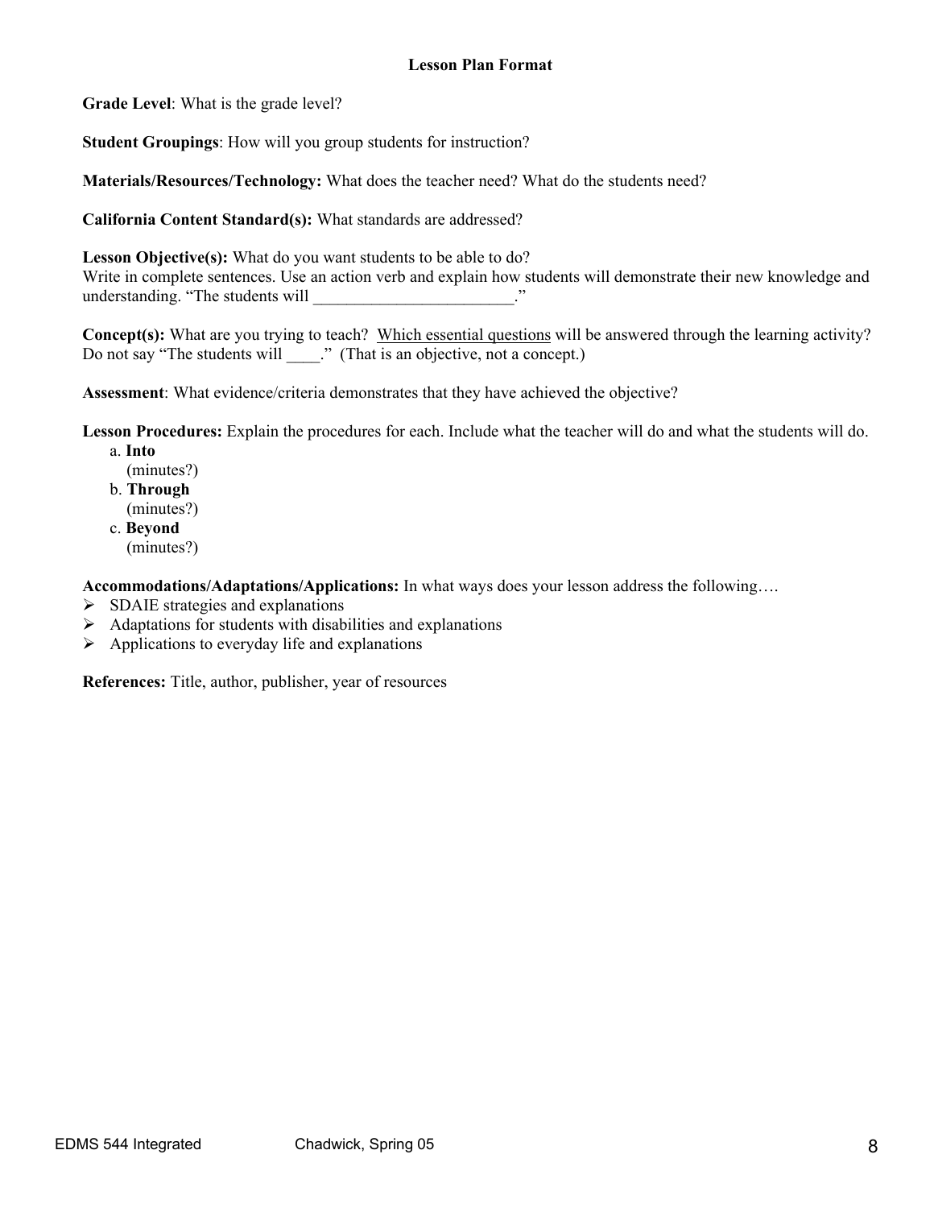## Lesson Plan Format

**Grade Level**: What is the grade level?

**Student Groupings**: How will you group students for instruction?

**Materials/Resources/Technology:** What does the teacher need? What do the students need?

**California Content Standard(s):** What standards are addressed?

**Lesson Objective(s):** What do you want students to be able to do?
Write in complete sentences. Use an action verb and explain how students will demonstrate their new knowledge and understanding. "The students will ________________________."

**Concept(s):** What are you trying to teach? <u>Which essential questions</u> will be answered through the learning activity? Do not say "The students will ____." (That is an objective, not a concept.)

**Assessment**: What evidence/criteria demonstrates that they have achieved the objective?

**Lesson Procedures:** Explain the procedures for each. Include what the teacher will do and what the students will do.

a. **Into**
   (minutes?)
b. **Through**
   (minutes?)
c. **Beyond**
   (minutes?)

**Accommodations/Adaptations/Applications:** In what ways does your lesson address the following….

- SDAIE strategies and explanations
- Adaptations for students with disabilities and explanations
- Applications to everyday life and explanations

**References:** Title, author, publisher, year of resources